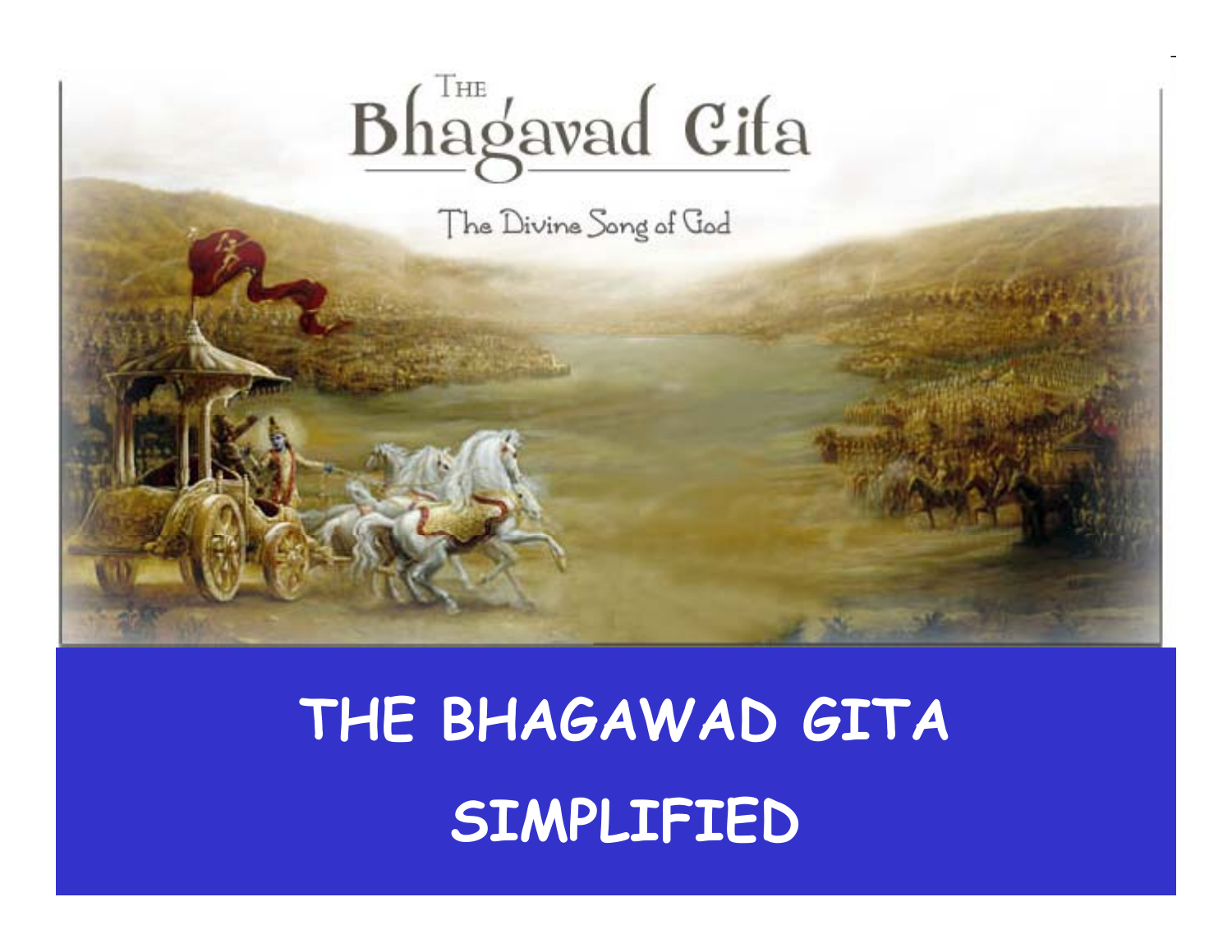# The Bhagavad Gita

The Divine Song of God

# THE BHAGAWAD GITA SIMPLIFIED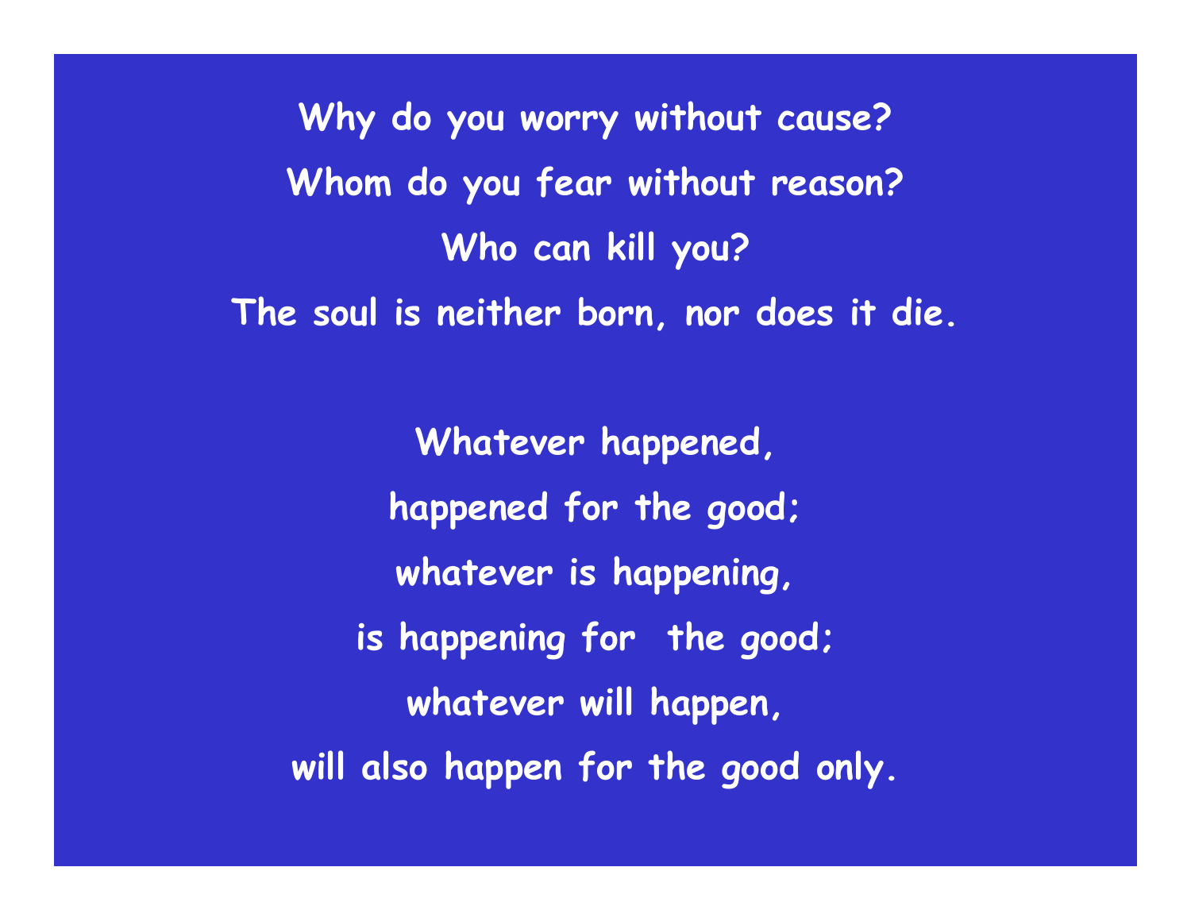Why do you worry without cause?

Whom do you fear without reason?

Who can kill you?

The soul is neither born, nor does it die.

Whatever happened,

happened for the good;

whatever is happening,

is happening for the good;

whatever will happen,

will also happen for the good only.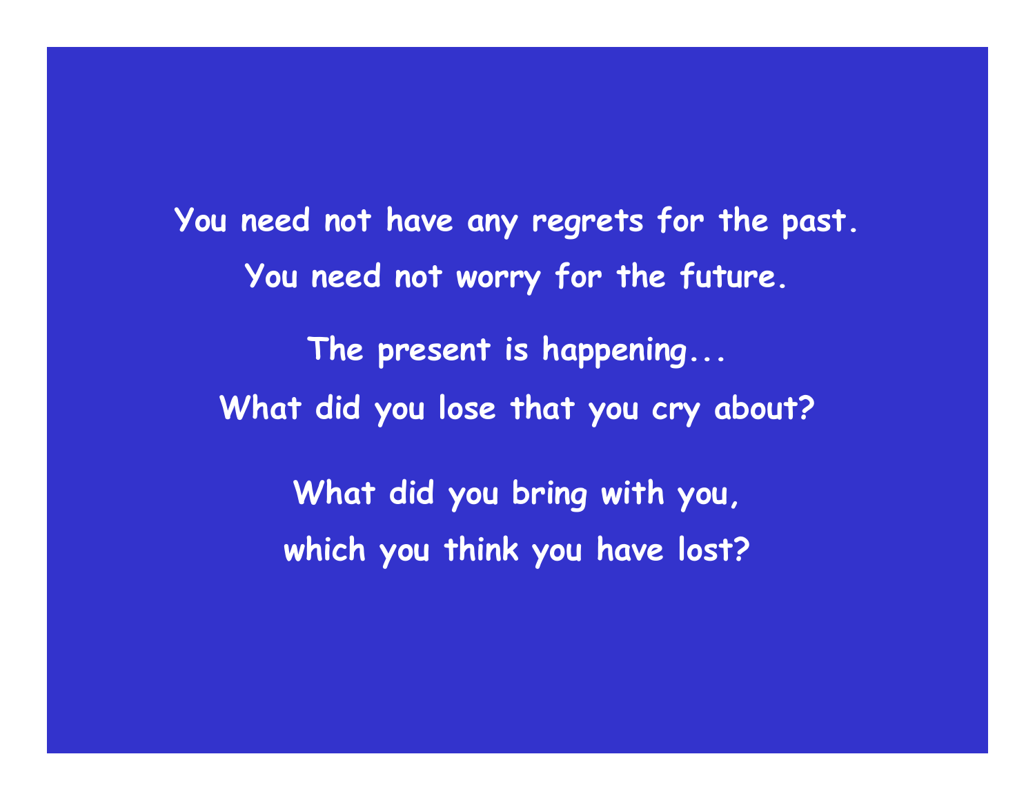**You need not have any regrets for the past.**

**You need not worry for the future.**

**The present is happening...**

**What did you lose that you cry about?**

**What did you bring with you,**

**which you think you have lost?**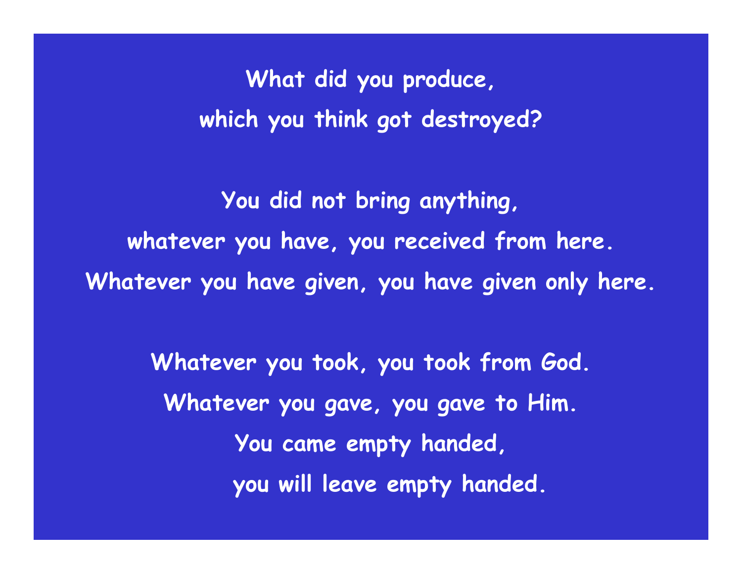What did you produce,
which you think got destroyed?

You did not bring anything,
whatever you have, you received from here.
Whatever you have given, you have given only here.

Whatever you took, you took from God.
Whatever you gave, you gave to Him.
You came empty handed,
you will leave empty handed.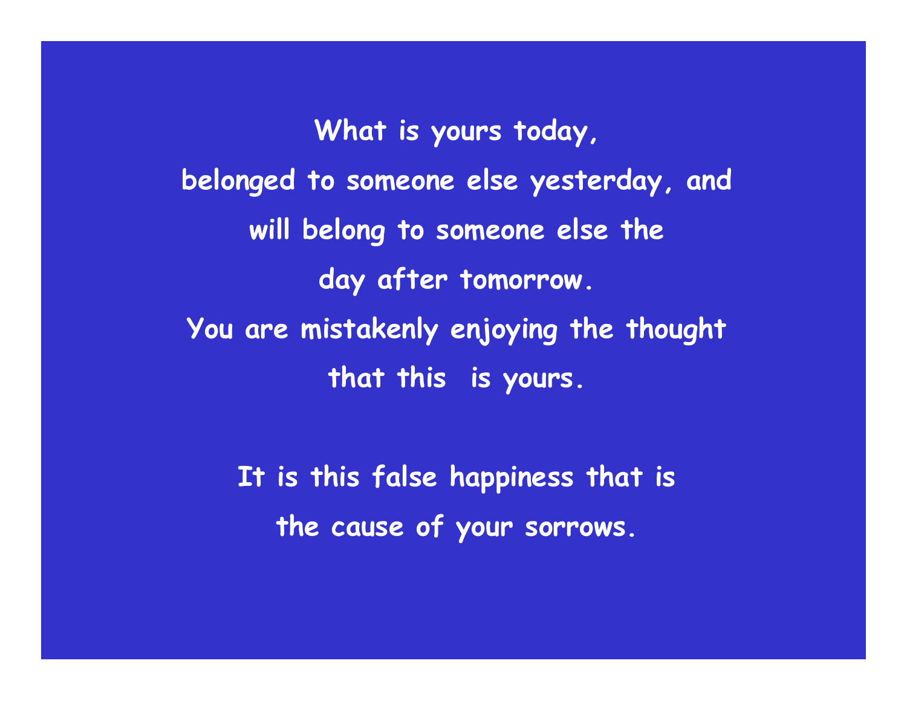What is yours today,

belonged to someone else yesterday, and

will belong to someone else the

day after tomorrow.

You are mistakenly enjoying the thought

that this is yours.

It is this false happiness that is

the cause of your sorrows.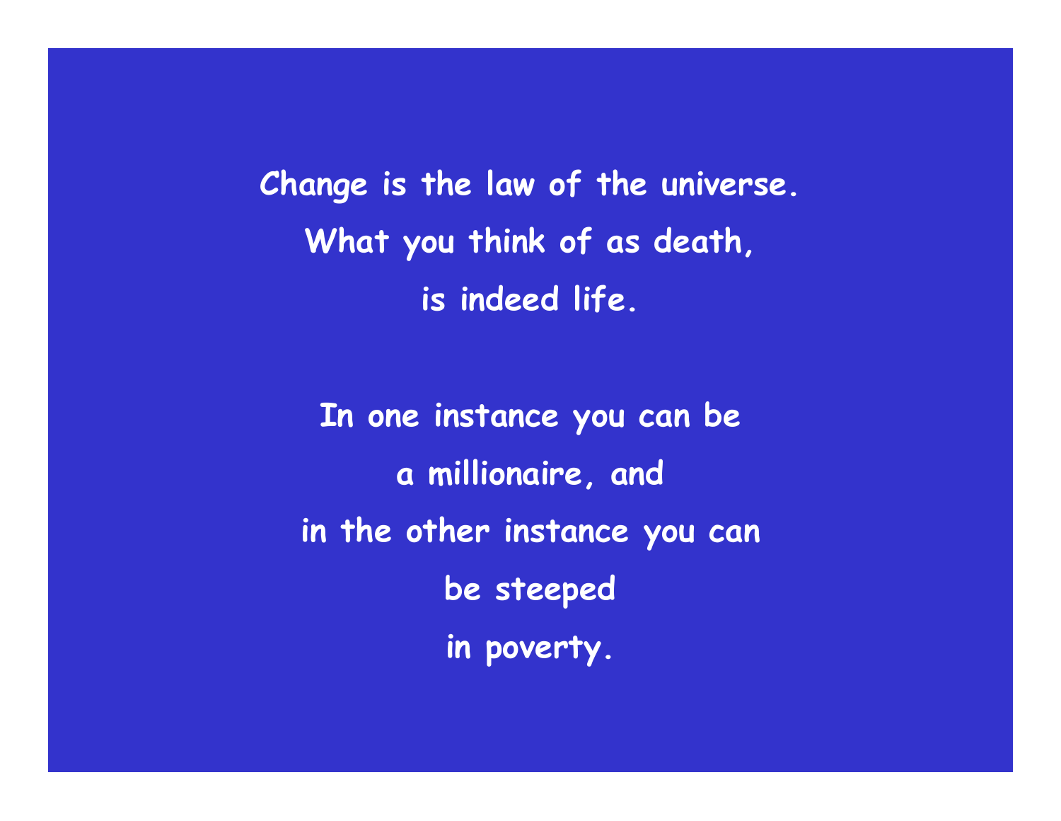Change is the law of the universe.
What you think of as death,
is indeed life.

In one instance you can be
a millionaire, and
in the other instance you can
be steeped
in poverty.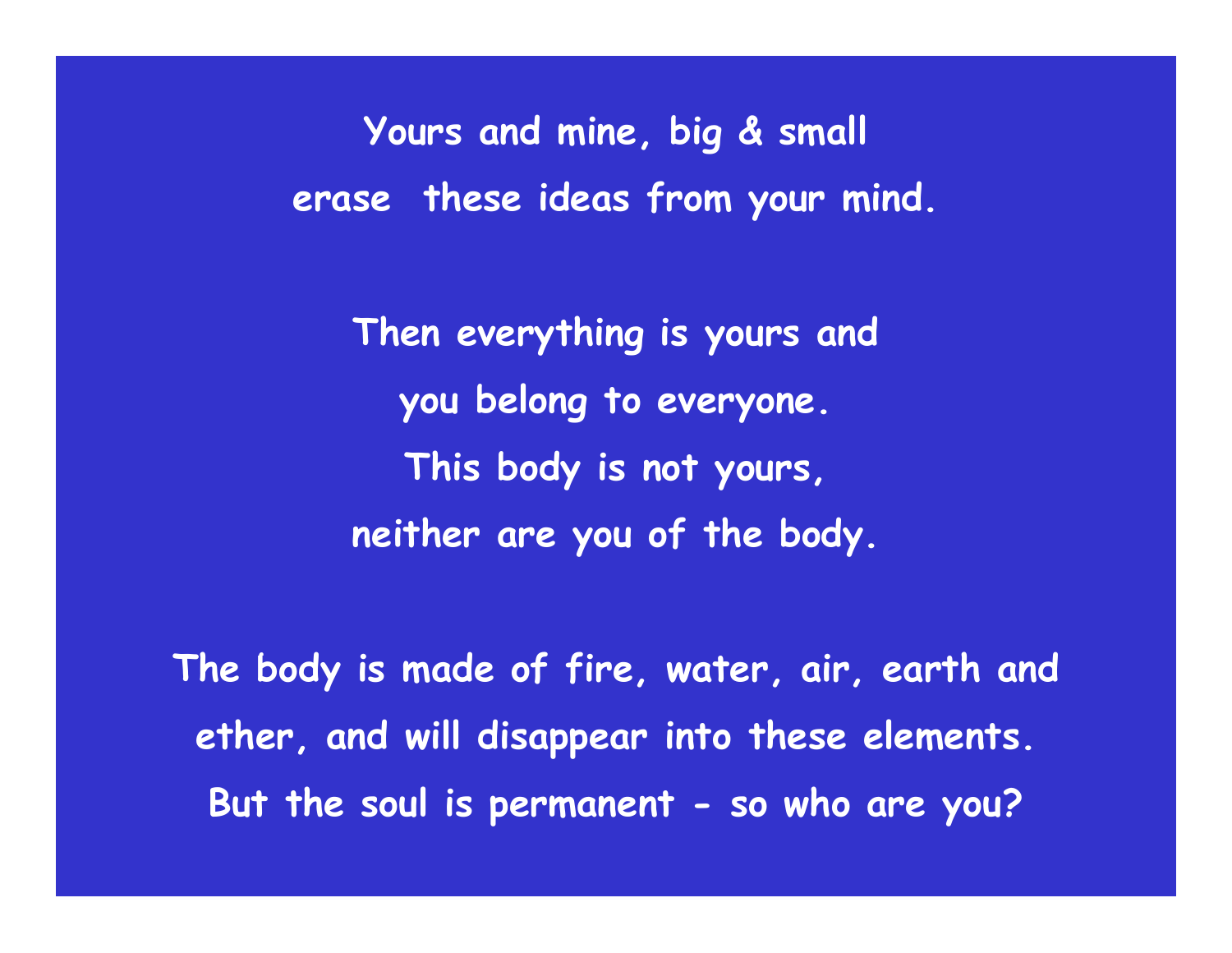Yours and mine, big & small
erase these ideas from your mind.

Then everything is yours and
you belong to everyone.
This body is not yours,
neither are you of the body.

The body is made of fire, water, air, earth and
ether, and will disappear into these elements.
But the soul is permanent - so who are you?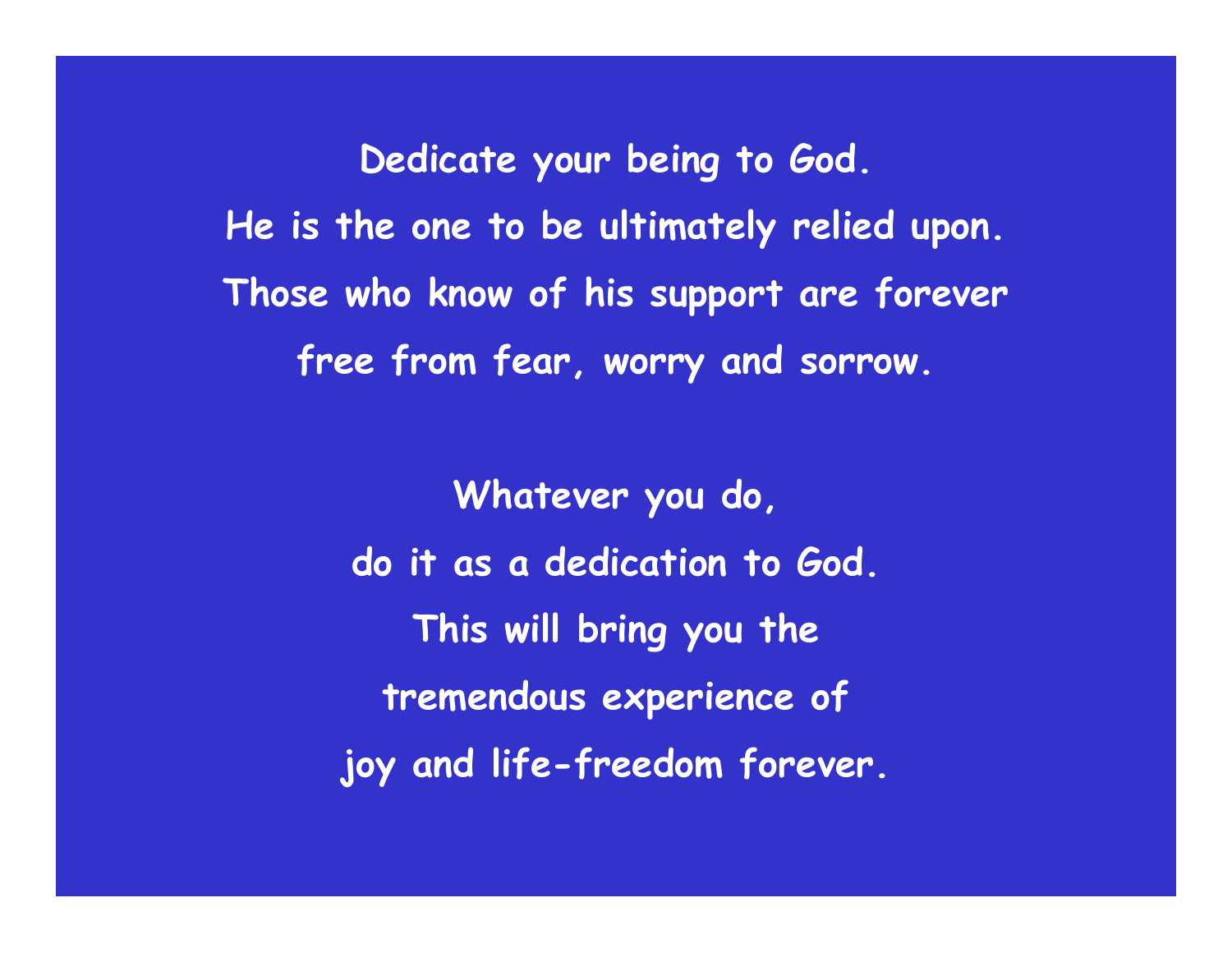Dedicate your being to God.
He is the one to be ultimately relied upon.
Those who know of his support are forever
free from fear, worry and sorrow.

Whatever you do,
do it as a dedication to God.
This will bring you the
tremendous experience of
joy and life-freedom forever.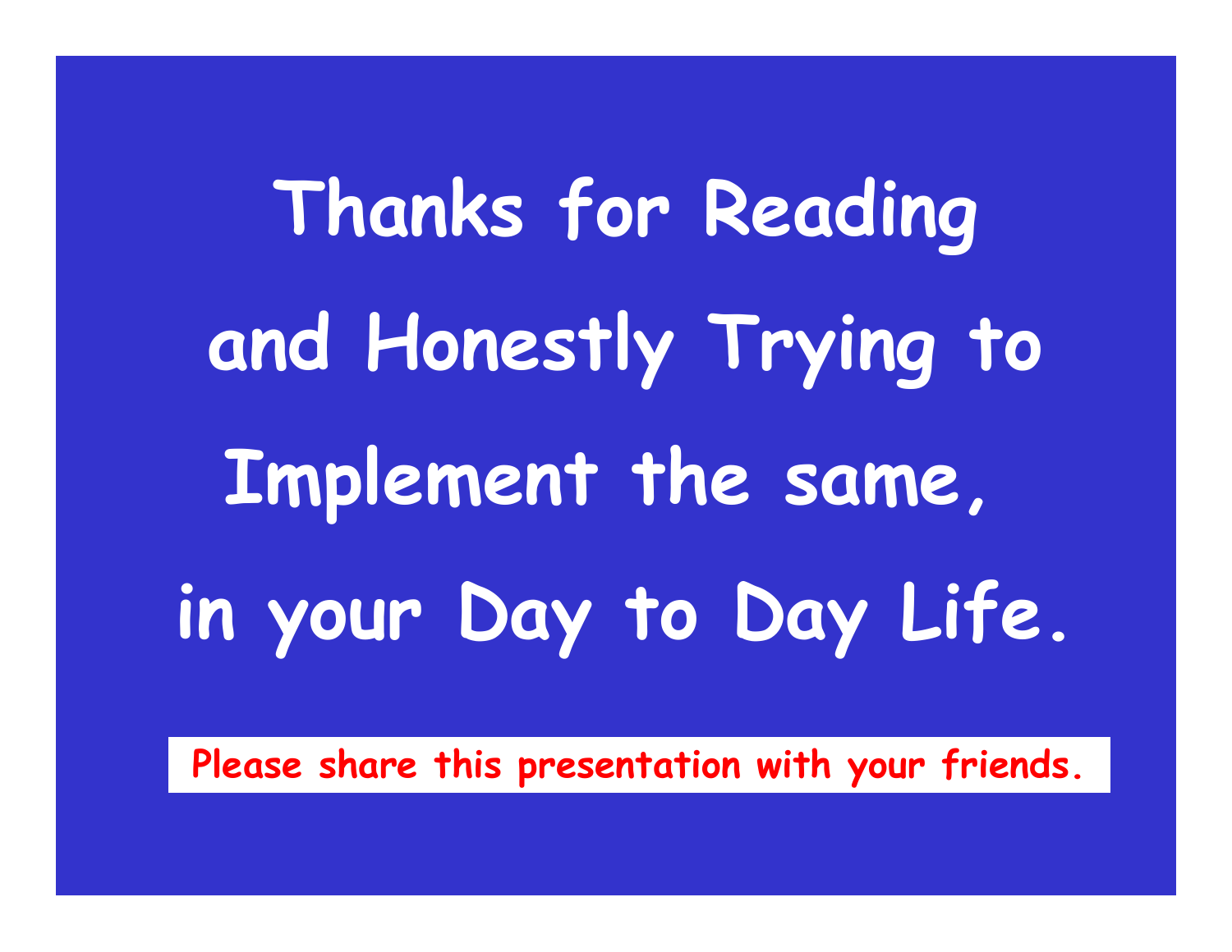# Thanks for Reading and Honestly Trying to Implement the same, in your Day to Day Life.

Please share this presentation with your friends.